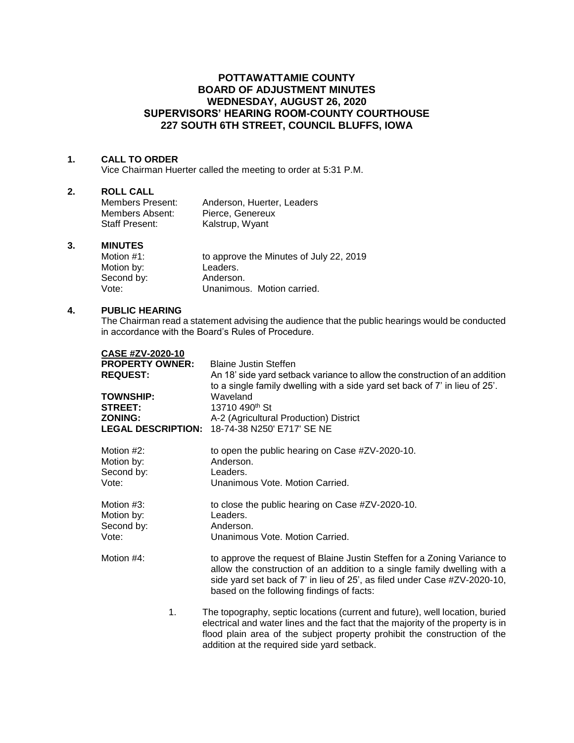# POTTAWATTAMIE COUNTY
# BOARD OF ADJUSTMENT MINUTES
# WEDNESDAY, AUGUST 26, 2020
# SUPERVISORS' HEARING ROOM-COUNTY COURTHOUSE
# 227 SOUTH 6TH STREET, COUNCIL BLUFFS, IOWA

## 1. CALL TO ORDER

Vice Chairman Huerter called the meeting to order at 5:31 P.M.

## 2. ROLL CALL

| | |
|---|---|
| Members Present: | Anderson, Huerter, Leaders |
| Members Absent: | Pierce, Genereux |
| Staff Present: | Kalstrup, Wyant |

## 3. MINUTES

| | |
|---|---|
| Motion #1: | to approve the Minutes of July 22, 2019 |
| Motion by: | Leaders. |
| Second by: | Anderson. |
| Vote: | Unanimous. Motion carried. |

## 4. PUBLIC HEARING

The Chairman read a statement advising the audience that the public hearings would be conducted in accordance with the Board's Rules of Procedure.

**CASE #ZV-2020-10**

| | |
|---|---|
| **PROPERTY OWNER:** | Blaine Justin Steffen |
| **REQUEST:** | An 18' side yard setback variance to allow the construction of an addition to a single family dwelling with a side yard set back of 7' in lieu of 25'. |
| **TOWNSHIP:** | Waveland |
| **STREET:** | 13710 490th St |
| **ZONING:** | A-2 (Agricultural Production) District |
| **LEGAL DESCRIPTION:** | 18-74-38 N250' E717' SE NE |

| | |
|---|---|
| Motion #2: | to open the public hearing on Case #ZV-2020-10. |
| Motion by: | Anderson. |
| Second by: | Leaders. |
| Vote: | Unanimous Vote. Motion Carried. |

| | |
|---|---|
| Motion #3: | to close the public hearing on Case #ZV-2020-10. |
| Motion by: | Leaders. |
| Second by: | Anderson. |
| Vote: | Unanimous Vote. Motion Carried. |

Motion #4: to approve the request of Blaine Justin Steffen for a Zoning Variance to allow the construction of an addition to a single family dwelling with a side yard set back of 7' in lieu of 25', as filed under Case #ZV-2020-10, based on the following findings of facts:

1. The topography, septic locations (current and future), well location, buried electrical and water lines and the fact that the majority of the property is in flood plain area of the subject property prohibit the construction of the addition at the required side yard setback.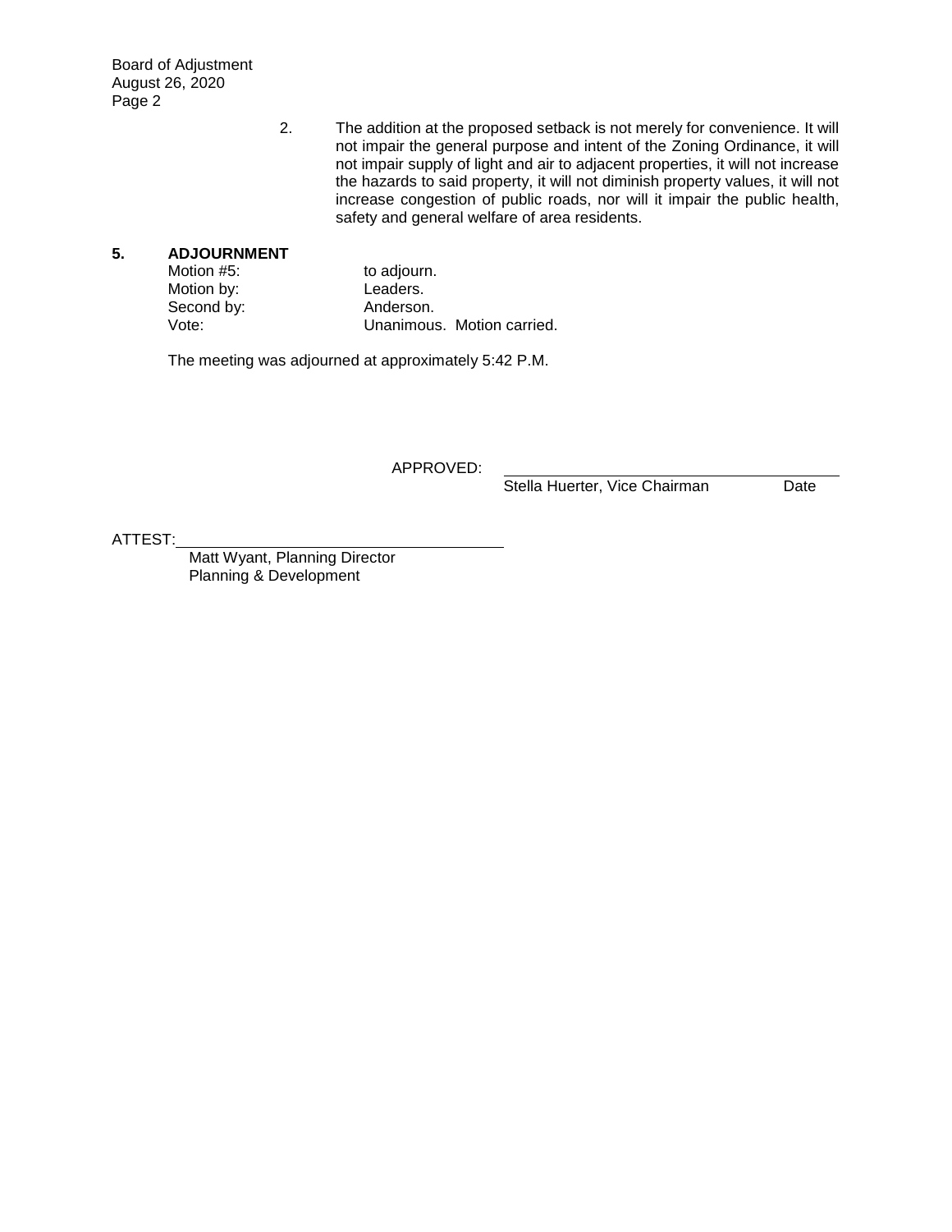2. The addition at the proposed setback is not merely for convenience. It will not impair the general purpose and intent of the Zoning Ordinance, it will not impair supply of light and air to adjacent properties, it will not increase the hazards to said property, it will not diminish property values, it will not increase congestion of public roads, nor will it impair the public health, safety and general welfare of area residents.

**5. ADJOURNMENT**

Motion #5: to adjourn.
Motion by: Leaders.
Second by: Anderson.
Vote: Unanimous. Motion carried.

The meeting was adjourned at approximately 5:42 P.M.

APPROVED: \_\_\_\_\_\_\_\_\_\_\_\_\_\_\_\_\_\_\_\_\_\_\_\_\_\_\_\_\_\_\_\_\_\_\_\_
Stella Huerter, Vice Chairman Date

ATTEST: \_\_\_\_\_\_\_\_\_\_\_\_\_\_\_\_\_\_\_\_\_\_\_\_\_\_\_\_\_\_\_\_\_\_\_\_
Matt Wyant, Planning Director
Planning & Development